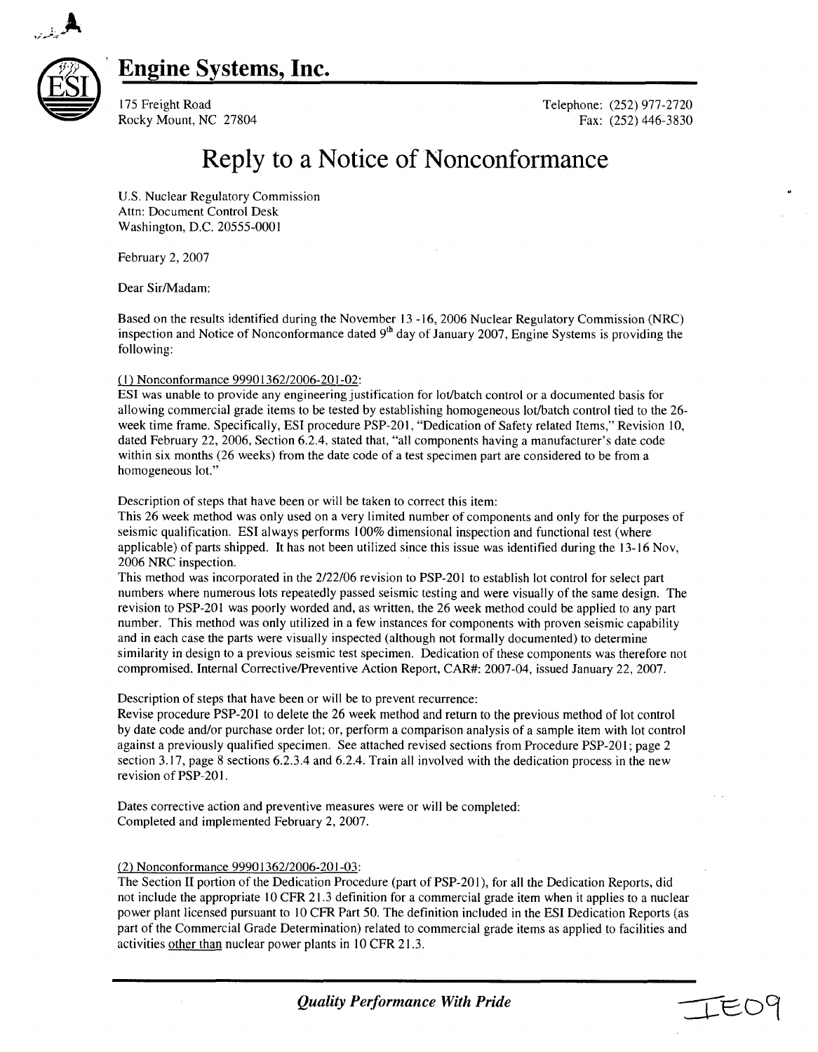# Engine Systems, Inc.

175 Freight Road
Rocky Mount, NC 27804

Telephone: (252) 977-2720
Fax: (252) 446-3830

# Reply to a Notice of Nonconformance

U.S. Nuclear Regulatory Commission
Attn: Document Control Desk
Washington, D.C. 20555-0001

February 2, 2007

Dear Sir/Madam:

Based on the results identified during the November 13 -16, 2006 Nuclear Regulatory Commission (NRC) inspection and Notice of Nonconformance dated 9th day of January 2007, Engine Systems is providing the following:

(1) Nonconformance 99901362/2006-201-02:
ESI was unable to provide any engineering justification for lot/batch control or a documented basis for allowing commercial grade items to be tested by establishing homogeneous lot/batch control tied to the 26-week time frame. Specifically, ESI procedure PSP-201, "Dedication of Safety related Items," Revision 10, dated February 22, 2006, Section 6.2.4, stated that, "all components having a manufacturer's date code within six months (26 weeks) from the date code of a test specimen part are considered to be from a homogeneous lot."

Description of steps that have been or will be taken to correct this item:
This 26 week method was only used on a very limited number of components and only for the purposes of seismic qualification. ESI always performs 100% dimensional inspection and functional test (where applicable) of parts shipped. It has not been utilized since this issue was identified during the 13-16 Nov, 2006 NRC inspection.
This method was incorporated in the 2/22/06 revision to PSP-201 to establish lot control for select part numbers where numerous lots repeatedly passed seismic testing and were visually of the same design. The revision to PSP-201 was poorly worded and, as written, the 26 week method could be applied to any part number. This method was only utilized in a few instances for components with proven seismic capability and in each case the parts were visually inspected (although not formally documented) to determine similarity in design to a previous seismic test specimen. Dedication of these components was therefore not compromised. Internal Corrective/Preventive Action Report, CAR#: 2007-04, issued January 22, 2007.

Description of steps that have been or will be to prevent recurrence:
Revise procedure PSP-201 to delete the 26 week method and return to the previous method of lot control by date code and/or purchase order lot; or, perform a comparison analysis of a sample item with lot control against a previously qualified specimen. See attached revised sections from Procedure PSP-201; page 2 section 3.17, page 8 sections 6.2.3.4 and 6.2.4. Train all involved with the dedication process in the new revision of PSP-201.

Dates corrective action and preventive measures were or will be completed:
Completed and implemented February 2, 2007.

(2) Nonconformance 99901362/2006-201-03:
The Section II portion of the Dedication Procedure (part of PSP-201), for all the Dedication Reports, did not include the appropriate 10 CFR 21.3 definition for a commercial grade item when it applies to a nuclear power plant licensed pursuant to 10 CFR Part 50. The definition included in the ESI Dedication Reports (as part of the Commercial Grade Determination) related to commercial grade items as applied to facilities and activities other than nuclear power plants in 10 CFR 21.3.

*Quality Performance With Pride*

IE09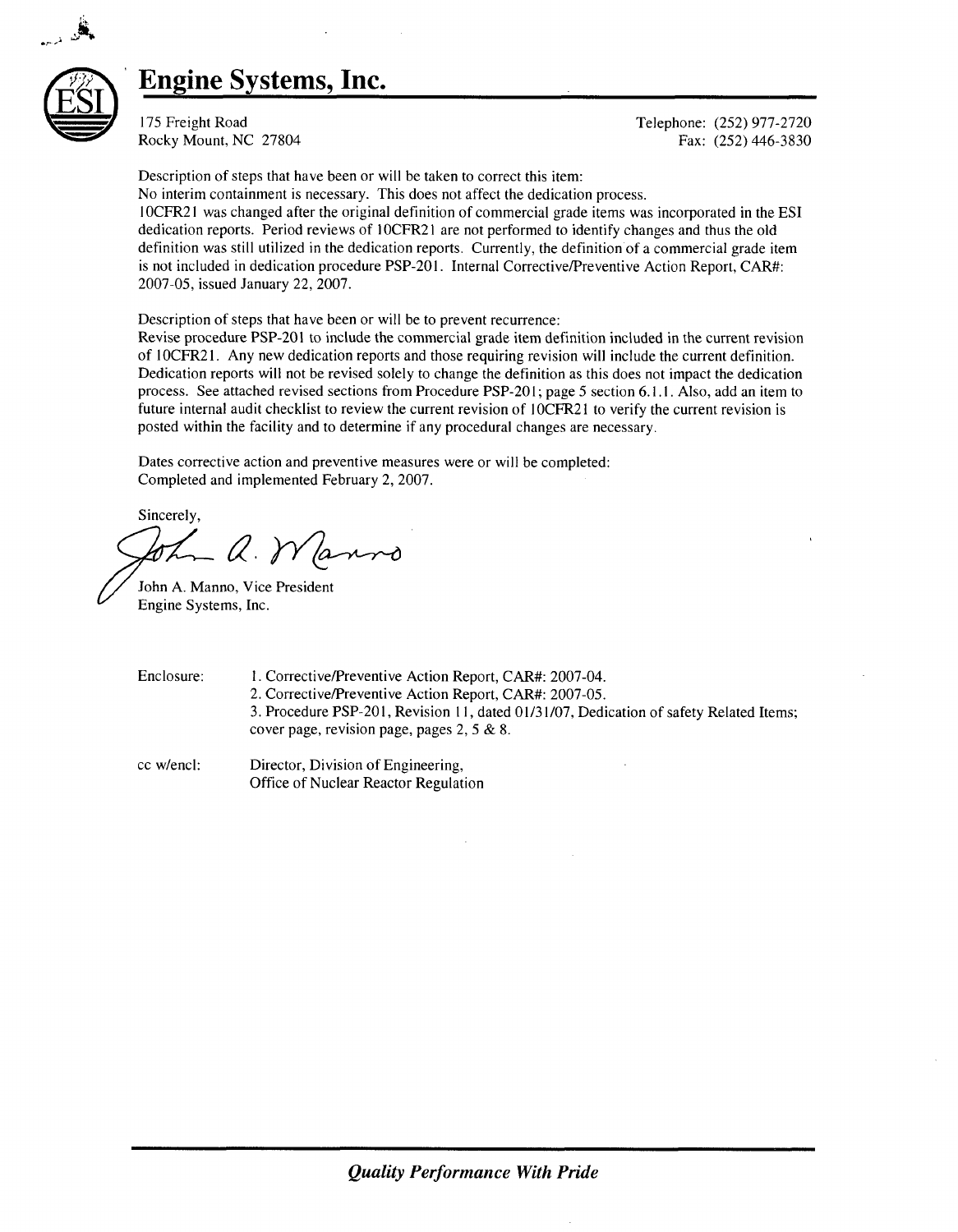# Engine Systems, Inc.

175 Freight Road
Rocky Mount, NC 27804

Telephone: (252) 977-2720
Fax: (252) 446-3830

Description of steps that have been or will be taken to correct this item:
No interim containment is necessary. This does not affect the dedication process.
10CFR21 was changed after the original definition of commercial grade items was incorporated in the ESI dedication reports. Period reviews of 10CFR21 are not performed to identify changes and thus the old definition was still utilized in the dedication reports. Currently, the definition of a commercial grade item is not included in dedication procedure PSP-201. Internal Corrective/Preventive Action Report, CAR#: 2007-05, issued January 22, 2007.

Description of steps that have been or will be to prevent recurrence:
Revise procedure PSP-201 to include the commercial grade item definition included in the current revision of 10CFR21. Any new dedication reports and those requiring revision will include the current definition. Dedication reports will not be revised solely to change the definition as this does not impact the dedication process. See attached revised sections from Procedure PSP-201; page 5 section 6.1.1. Also, add an item to future internal audit checklist to review the current revision of 10CFR21 to verify the current revision is posted within the facility and to determine if any procedural changes are necessary.

Dates corrective action and preventive measures were or will be completed:
Completed and implemented February 2, 2007.

Sincerely,

John A. Manno, Vice President
Engine Systems, Inc.

Enclosure:
1. Corrective/Preventive Action Report, CAR#: 2007-04.
2. Corrective/Preventive Action Report, CAR#: 2007-05.
3. Procedure PSP-201, Revision 11, dated 01/31/07, Dedication of safety Related Items; cover page, revision page, pages 2, 5 & 8.

cc w/encl: Director, Division of Engineering, Office of Nuclear Reactor Regulation

*Quality Performance With Pride*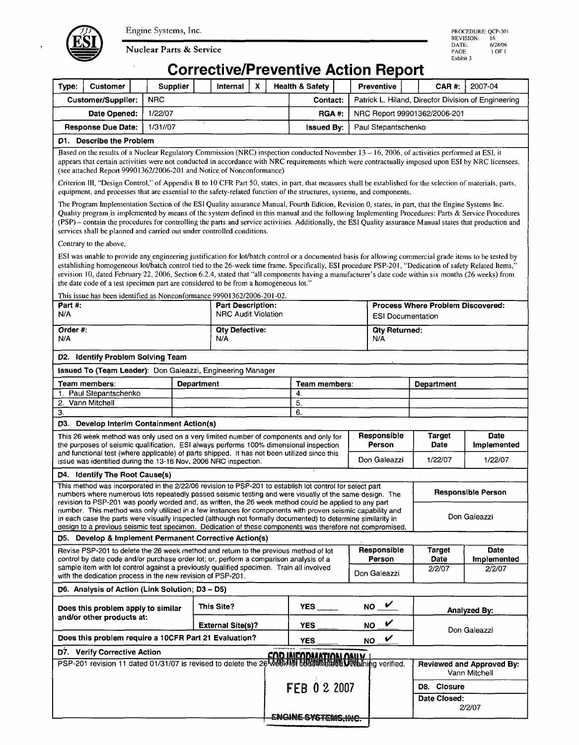Engine Systems, Inc.

Nuclear Parts & Service

PROCEDURE: QCP-301
REVISION: 16
DATE: 6/28/06
PAGE 1 OF 1
Exhibit 3

# Corrective/Preventive Action Report

| Type: | Customer | | Supplier | | Internal | X | Health & Safety | | Preventive | | CAR #: | 2007-04 |
|---|---|---|---|---|---|---|---|---|---|---|---|---|

| | | | |
|---|---|---|---|
| **Customer/Supplier:** | NRC | **Contact:** | Patrick L. Hiland, Director Division of Engineering |
| **Date Opened:** | 1/22/07 | **RGA #:** | NRC Report 99901362/2006-201 |
| **Response Due Date:** | 1/31//07 | **Issued By:** | Paul Stepantschenko |

### D1. Describe the Problem

Based on the results of a Nuclear Regulatory Commission (NRC) inspection conducted November 13 – 16, 2006, of activities performed at ESI, it appears that certain activities were not conducted in accordance with NRC requirements which were contractually imposed upon ESI by NRC licensees. (see attached Report 99901362/2006-201 and Notice of Nonconformance)

Criterion III, "Design Control," of Appendix B to 10 CFR Part 50, states, in part, that measures shall be established for the selection of materials, parts, equipment, and processes that are essential to the safety-related function of the structures, systems, and components.

The Program Implementation Section of the ESI Quality assurance Manual, Fourth Edition, Revision 0, states, in part, that the Engine Systems Inc. Quality program is implemented by means of the system defined in this manual and the following Implementing Procedures: Parts & Service Procedures (PSP) – contain the procedures for controlling the parts and service activities. Additionally, the ESI Quality assurance Manual states that production and services shall be planned and carried out under controlled conditions.

Contrary to the above,

ESI was unable to provide any engineering justification for lot/batch control or a documented basis for allowing commercial grade items to be tested by establishing homogeneous lot/batch control tied to the 26-week time frame. Specifically, ESI procedure PSP-201, "Dedication of safety Related Items," revision 10, dated February 22, 2006, Section 6.2.4, stated that "all components having a manufacturer's date code within six months (26 weeks) from the date code of a test specimen part are considered to be from a homogeneous lot."

This issue has been identified as Nonconformance 99901362/2006-201-02.

| Part #: | Part Description: | Process Where Problem Discovered: |
|---|---|---|
| N/A | NRC Audit Violation | ESI Documentation |
| **Order #:** | **Qty Defective:** | **Qty Returned:** |
| N/A | N/A | N/A |

### D2. Identify Problem Solving Team

**Issued To (Team Leader):** Don Galeazzi, Engineering Manager

| Team members: | Department | Team members: | Department |
|---|---|---|---|
| 1. Paul Stepantschenko | | 4. | |
| 2. Vann Mitchell | | 5. | |
| 3. | | 6. | |

### D3. Develop Interim Containment Action(s)

| | Responsible Person | Target Date | Date Implemented |
|---|---|---|---|
| This 26 week method was only used on a very limited number of components and only for the purposes of seismic qualification. ESI always performs 100% dimensional inspection and functional test (where applicable) of parts shipped. It has not been utilized since this issue was identified during the 13-16 Nov, 2006 NRC inspection. | Don Galeazzi | 1/22/07 | 1/22/07 |

### D4. Identify The Root Cause(s)

| | Responsible Person |
|---|---|
| This method was incorporated in the 2/22/06 revision to PSP-201 to establish lot control for select part numbers where numerous lots repeatedly passed seismic testing and were visually of the same design. The revision to PSP-201 was poorly worded and, as written, the 26 week method could be applied to any part number. This method was only utilized in a few instances for components with proven seismic capability and in each case the parts were visually inspected (although not formally documented) to determine similarity in design to a previous seismic test specimen. Dedication of these components was therefore not compromised. | Don Galeazzi |

### D5. Develop & Implement Permanent Corrective Action(s)

| | Responsible Person | Target Date | Date Implemented |
|---|---|---|---|
| Revise PSP-201 to delete the 26 week method and return to the previous method of lot control by date code and/or purchase order lot; or, perform a comparison analysis of a sample item with lot control against a previously qualified specimen. Train all involved with the dedication process in the new revision of PSP-201. | Don Galeazzi | 2/2/07 | 2/2/07 |

### D6. Analysis of Action (Link Solution; D3 – D5)

| | | | | |
|---|---|---|---|---|
| **Does this problem apply to similar and/or other products at:** | **This Site?** | YES ____ | NO ✔ | **Analyzed By:** |
| | **External Site(s)?** | YES ____ | NO ✔ | Don Galeazzi |
| **Does this problem require a 10CFR Part 21 Evaluation?** | | YES ____ | NO ✔ | |

### D7. Verify Corrective Action

| | |
|---|---|
| PSP-201 revision 11 dated 01/31/07 is revised to delete the 26 week lot code method. Training verified. | **Reviewed and Approved By:** Vann Mitchell |
| | **D8. Closure** |
| | **Date Closed:** 2/2/07 |

FOR INFORMATION ONLY
FEB 0 2 2007
ENGINE SYSTEMS, INC.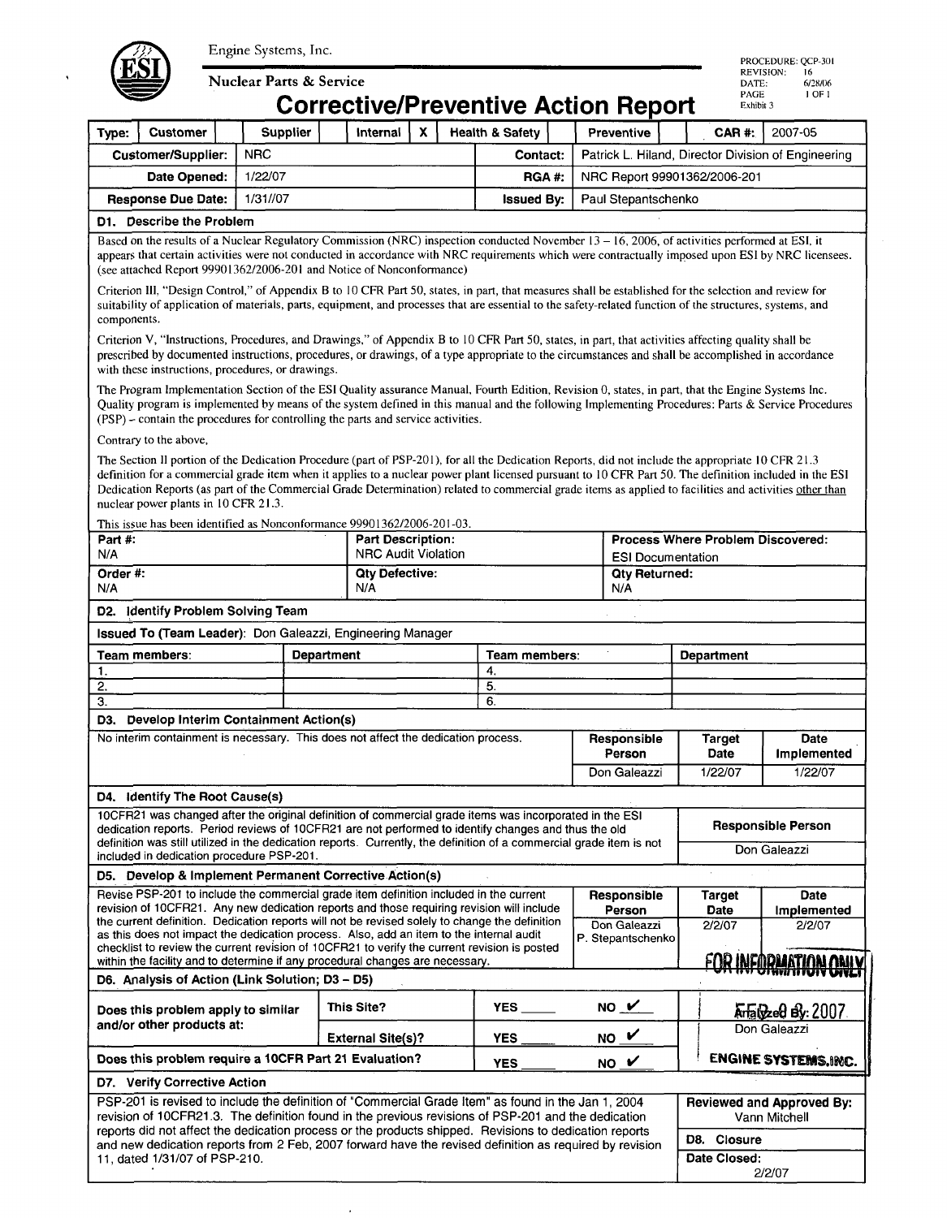Engine Systems, Inc.

Nuclear Parts & Service

PROCEDURE: QCP-301
REVISION: 16
DATE: 6/28/06
PAGE 1 OF 1
Exhibit 3

# Corrective/Preventive Action Report

| Type: | Customer | | Supplier | | Internal | X | Health & Safety | | Preventive | | CAR #: | 2007-05 |
|---|---|---|---|---|---|---|---|---|---|---|---|---|

| | | | |
|---|---|---|---|
| **Customer/Supplier:** | NRC | **Contact:** | Patrick L. Hiland, Director Division of Engineering |
| **Date Opened:** | 1/22/07 | **RGA #:** | NRC Report 99901362/2006-201 |
| **Response Due Date:** | 1/31//07 | **Issued By:** | Paul Stepantschenko |

## D1. Describe the Problem

Based on the results of a Nuclear Regulatory Commission (NRC) inspection conducted November 13 – 16, 2006, of activities performed at ESI, it appears that certain activities were not conducted in accordance with NRC requirements which were contractually imposed upon ESI by NRC licensees. (see attached Report 99901362/2006-201 and Notice of Nonconformance)

Criterion III, "Design Control," of Appendix B to 10 CFR Part 50, states, in part, that measures shall be established for the selection and review for suitability of application of materials, parts, equipment, and processes that are essential to the safety-related function of the structures, systems, and components.

Criterion V, "Instructions, Procedures, and Drawings," of Appendix B to 10 CFR Part 50, states, in part, that activities affecting quality shall be prescribed by documented instructions, procedures, or drawings, of a type appropriate to the circumstances and shall be accomplished in accordance with these instructions, procedures, or drawings.

The Program Implementation Section of the ESI Quality assurance Manual, Fourth Edition, Revision 0, states, in part, that the Engine Systems Inc. Quality program is implemented by means of the system defined in this manual and the following Implementing Procedures: Parts & Service Procedures (PSP) – contain the procedures for controlling the parts and service activities.

Contrary to the above,

The Section II portion of the Dedication Procedure (part of PSP-201), for all the Dedication Reports, did not include the appropriate 10 CFR 21.3 definition for a commercial grade item when it applies to a nuclear power plant licensed pursuant to 10 CFR Part 50. The definition included in the ESI Dedication Reports (as part of the Commercial Grade Determination) related to commercial grade items as applied to facilities and activities <u>other than</u> nuclear power plants in 10 CFR 21.3.

This issue has been identified as Nonconformance 99901362/2006-201-03.

| **Part #:** N/A | **Part Description:** NRC Audit Violation | **Process Where Problem Discovered:** ESI Documentation |
|---|---|---|
| **Order #:** N/A | **Qty Defective:** N/A | **Qty Returned:** N/A |

## D2. Identify Problem Solving Team

**Issued To (Team Leader):** Don Galeazzi, Engineering Manager

| Team members: | Department | Team members: | Department |
|---|---|---|---|
| 1. | | 4. | |
| 2. | | 5. | |
| 3. | | 6. | |

## D3. Develop Interim Containment Action(s)

| | Responsible Person | Target Date | Date Implemented |
|---|---|---|---|
| No interim containment is necessary. This does not affect the dedication process. | Don Galeazzi | 1/22/07 | 1/22/07 |

## D4. Identify The Root Cause(s)

| | Responsible Person |
|---|---|
| 10CFR21 was changed after the original definition of commercial grade items was incorporated in the ESI dedication reports. Period reviews of 10CFR21 are not performed to identify changes and thus the old definition was still utilized in the dedication reports. Currently, the definition of a commercial grade item is not included in dedication procedure PSP-201. | Don Galeazzi |

## D5. Develop & Implement Permanent Corrective Action(s)

| | Responsible Person | Target Date | Date Implemented |
|---|---|---|---|
| Revise PSP-201 to include the commercial grade item definition included in the current revision of 10CFR21. Any new dedication reports and those requiring revision will include the current definition. Dedication reports will not be revised solely to change the definition as this does not impact the dedication process. Also, add an item to the internal audit checklist to review the current revision of 10CFR21 to verify the current revision is posted within the facility and to determine if any procedural changes are necessary. | Don Galeazzi<br>P. Stepantschenko | 2/2/07 | 2/2/07 |

FOR INFORMATION ONLY

## D6. Analysis of Action (Link Solution; D3 – D5)

| | | | | Analyzed By: |
|---|---|---|---|---|
| Does this problem apply to similar and/or other products at: | This Site? | YES ____ | NO ✔ | Don Galeazzi |
| | External Site(s)? | YES ____ | NO ✔ | |
| Does this problem require a 10CFR Part 21 Evaluation? | | YES ____ | NO ✔ | |

FEB 02 2007
ENGINE SYSTEMS, INC.

## D7. Verify Corrective Action

| | |
|---|---|
| PSP-201 is revised to include the definition of "Commercial Grade Item" as found in the Jan 1, 2004 revision of 10CFR21.3. The definition found in the previous revisions of PSP-201 and the dedication reports did not affect the dedication process or the products shipped. Revisions to dedication reports and new dedication reports from 2 Feb, 2007 forward have the revised definition as required by revision 11, dated 1/31/07 of PSP-210. | **Reviewed and Approved By:** Vann Mitchell<br>**D8. Closure**<br>**Date Closed:** 2/2/07 |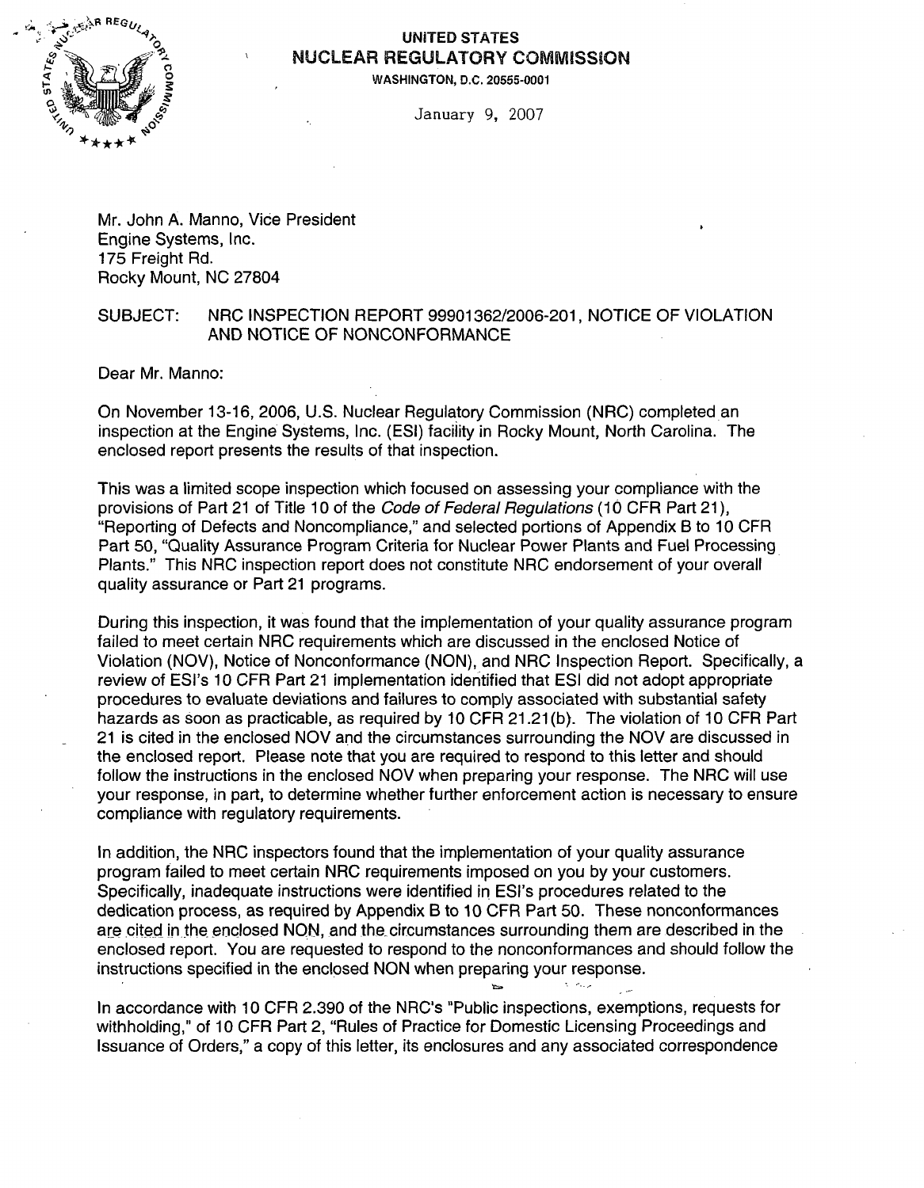UNITED STATES
NUCLEAR REGULATORY COMMISSION
WASHINGTON, D.C. 20555-0001

January 9, 2007

Mr. John A. Manno, Vice President
Engine Systems, Inc.
175 Freight Rd.
Rocky Mount, NC 27804

SUBJECT: NRC INSPECTION REPORT 99901362/2006-201, NOTICE OF VIOLATION AND NOTICE OF NONCONFORMANCE

Dear Mr. Manno:

On November 13-16, 2006, U.S. Nuclear Regulatory Commission (NRC) completed an inspection at the Engine Systems, Inc. (ESI) facility in Rocky Mount, North Carolina. The enclosed report presents the results of that inspection.

This was a limited scope inspection which focused on assessing your compliance with the provisions of Part 21 of Title 10 of the *Code of Federal Regulations* (10 CFR Part 21), "Reporting of Defects and Noncompliance," and selected portions of Appendix B to 10 CFR Part 50, "Quality Assurance Program Criteria for Nuclear Power Plants and Fuel Processing Plants." This NRC inspection report does not constitute NRC endorsement of your overall quality assurance or Part 21 programs.

During this inspection, it was found that the implementation of your quality assurance program failed to meet certain NRC requirements which are discussed in the enclosed Notice of Violation (NOV), Notice of Nonconformance (NON), and NRC Inspection Report. Specifically, a review of ESI's 10 CFR Part 21 implementation identified that ESI did not adopt appropriate procedures to evaluate deviations and failures to comply associated with substantial safety hazards as soon as practicable, as required by 10 CFR 21.21(b). The violation of 10 CFR Part 21 is cited in the enclosed NOV and the circumstances surrounding the NOV are discussed in the enclosed report. Please note that you are required to respond to this letter and should follow the instructions in the enclosed NOV when preparing your response. The NRC will use your response, in part, to determine whether further enforcement action is necessary to ensure compliance with regulatory requirements.

In addition, the NRC inspectors found that the implementation of your quality assurance program failed to meet certain NRC requirements imposed on you by your customers. Specifically, inadequate instructions were identified in ESI's procedures related to the dedication process, as required by Appendix B to 10 CFR Part 50. These nonconformances are cited in the enclosed NON, and the circumstances surrounding them are described in the enclosed report. You are requested to respond to the nonconformances and should follow the instructions specified in the enclosed NON when preparing your response.

In accordance with 10 CFR 2.390 of the NRC's "Public inspections, exemptions, requests for withholding," of 10 CFR Part 2, "Rules of Practice for Domestic Licensing Proceedings and Issuance of Orders," a copy of this letter, its enclosures and any associated correspondence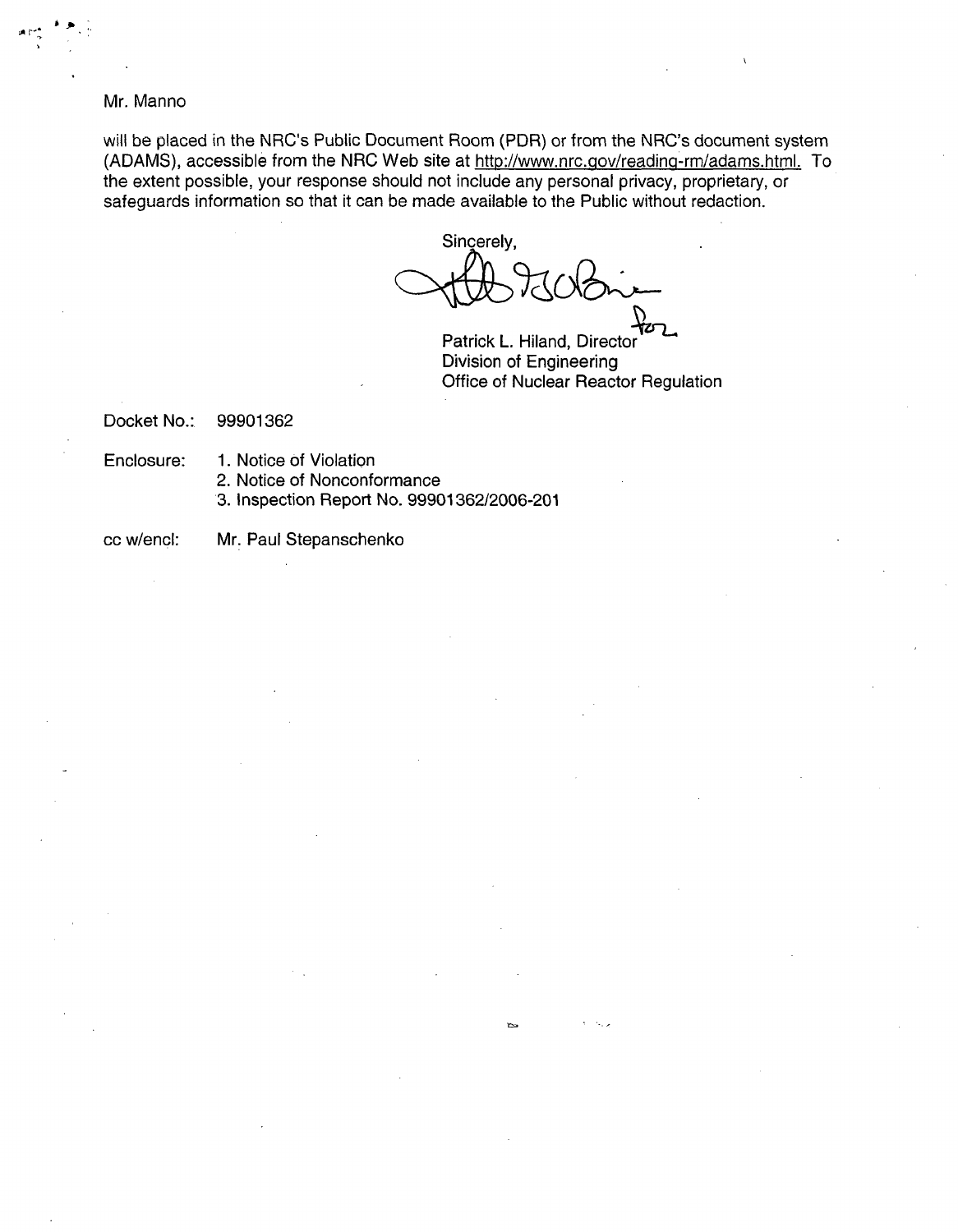Mr. Manno

will be placed in the NRC's Public Document Room (PDR) or from the NRC's document system (ADAMS), accessible from the NRC Web site at http://www.nrc.gov/reading-rm/adams.html. To the extent possible, your response should not include any personal privacy, proprietary, or safeguards information so that it can be made available to the Public without redaction.

Sincerely,

for

Patrick L. Hiland, Director
Division of Engineering
Office of Nuclear Reactor Regulation

Docket No.: 99901362

Enclosure:
1. Notice of Violation
2. Notice of Nonconformance
3. Inspection Report No. 99901362/2006-201

cc w/encl: Mr. Paul Stepanschenko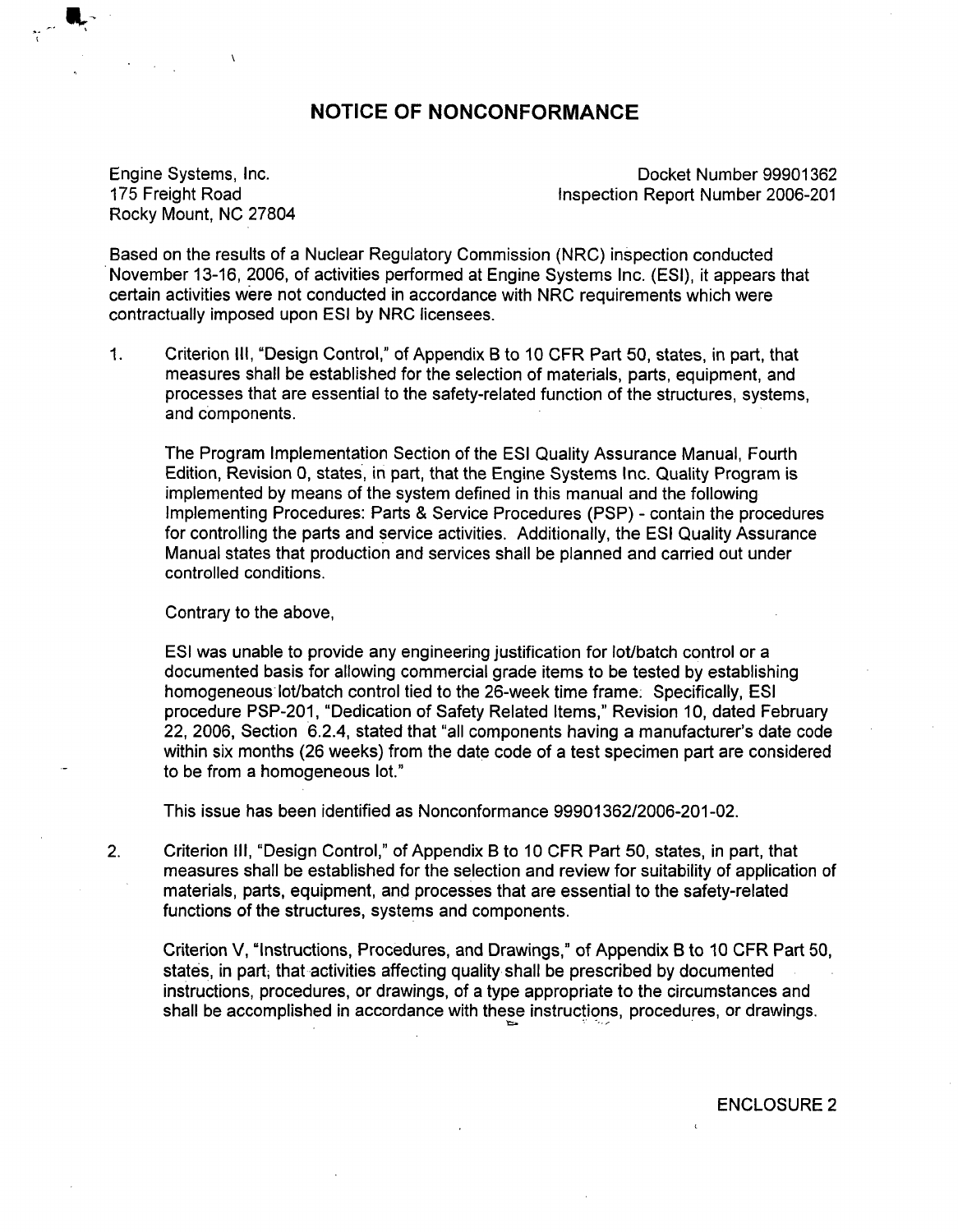## NOTICE OF NONCONFORMANCE

Engine Systems, Inc.
175 Freight Road
Rocky Mount, NC 27804

Docket Number 99901362
Inspection Report Number 2006-201

Based on the results of a Nuclear Regulatory Commission (NRC) inspection conducted November 13-16, 2006, of activities performed at Engine Systems Inc. (ESI), it appears that certain activities were not conducted in accordance with NRC requirements which were contractually imposed upon ESI by NRC licensees.

1. Criterion III, "Design Control," of Appendix B to 10 CFR Part 50, states, in part, that measures shall be established for the selection of materials, parts, equipment, and processes that are essential to the safety-related function of the structures, systems, and components.

   The Program Implementation Section of the ESI Quality Assurance Manual, Fourth Edition, Revision 0, states, in part, that the Engine Systems Inc. Quality Program is implemented by means of the system defined in this manual and the following Implementing Procedures: Parts & Service Procedures (PSP) - contain the procedures for controlling the parts and service activities. Additionally, the ESI Quality Assurance Manual states that production and services shall be planned and carried out under controlled conditions.

   Contrary to the above,

   ESI was unable to provide any engineering justification for lot/batch control or a documented basis for allowing commercial grade items to be tested by establishing homogeneous lot/batch control tied to the 26-week time frame. Specifically, ESI procedure PSP-201, "Dedication of Safety Related Items," Revision 10, dated February 22, 2006, Section 6.2.4, stated that "all components having a manufacturer's date code within six months (26 weeks) from the date code of a test specimen part are considered to be from a homogeneous lot."

   This issue has been identified as Nonconformance 99901362/2006-201-02.

2. Criterion III, "Design Control," of Appendix B to 10 CFR Part 50, states, in part, that measures shall be established for the selection and review for suitability of application of materials, parts, equipment, and processes that are essential to the safety-related functions of the structures, systems and components.

   Criterion V, "Instructions, Procedures, and Drawings," of Appendix B to 10 CFR Part 50, states, in part, that activities affecting quality shall be prescribed by documented instructions, procedures, or drawings, of a type appropriate to the circumstances and shall be accomplished in accordance with these instructions, procedures, or drawings.

ENCLOSURE 2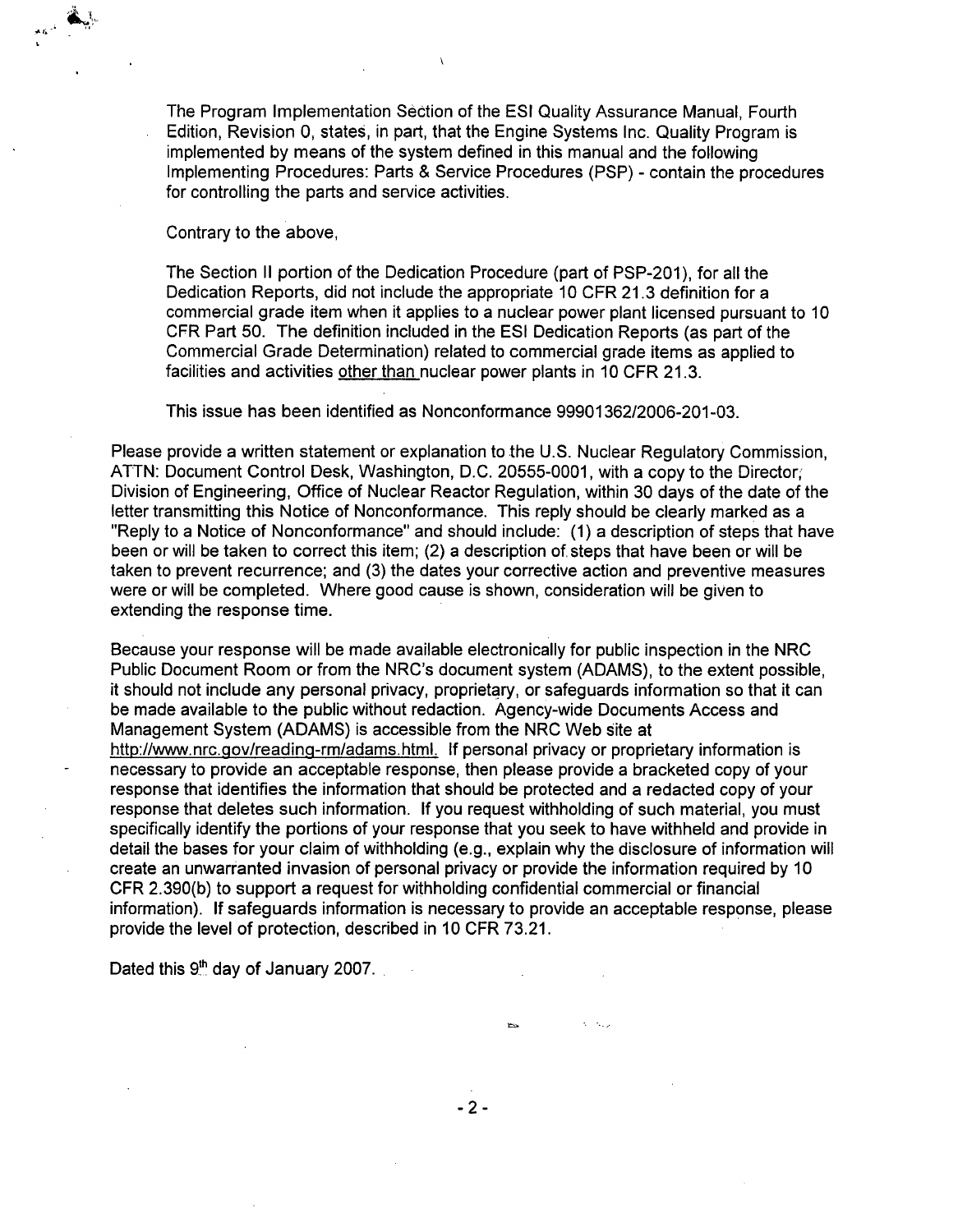The Program Implementation Section of the ESI Quality Assurance Manual, Fourth Edition, Revision 0, states, in part, that the Engine Systems Inc. Quality Program is implemented by means of the system defined in this manual and the following Implementing Procedures: Parts & Service Procedures (PSP) - contain the procedures for controlling the parts and service activities.

Contrary to the above,

The Section II portion of the Dedication Procedure (part of PSP-201), for all the Dedication Reports, did not include the appropriate 10 CFR 21.3 definition for a commercial grade item when it applies to a nuclear power plant licensed pursuant to 10 CFR Part 50. The definition included in the ESI Dedication Reports (as part of the Commercial Grade Determination) related to commercial grade items as applied to facilities and activities other than nuclear power plants in 10 CFR 21.3.

This issue has been identified as Nonconformance 99901362/2006-201-03.

Please provide a written statement or explanation to the U.S. Nuclear Regulatory Commission, ATTN: Document Control Desk, Washington, D.C. 20555-0001, with a copy to the Director, Division of Engineering, Office of Nuclear Reactor Regulation, within 30 days of the date of the letter transmitting this Notice of Nonconformance. This reply should be clearly marked as a "Reply to a Notice of Nonconformance" and should include: (1) a description of steps that have been or will be taken to correct this item; (2) a description of steps that have been or will be taken to prevent recurrence; and (3) the dates your corrective action and preventive measures were or will be completed. Where good cause is shown, consideration will be given to extending the response time.

Because your response will be made available electronically for public inspection in the NRC Public Document Room or from the NRC's document system (ADAMS), to the extent possible, it should not include any personal privacy, proprietary, or safeguards information so that it can be made available to the public without redaction. Agency-wide Documents Access and Management System (ADAMS) is accessible from the NRC Web site at http://www.nrc.gov/reading-rm/adams.html. If personal privacy or proprietary information is necessary to provide an acceptable response, then please provide a bracketed copy of your response that identifies the information that should be protected and a redacted copy of your response that deletes such information. If you request withholding of such material, you must specifically identify the portions of your response that you seek to have withheld and provide in detail the bases for your claim of withholding (e.g., explain why the disclosure of information will create an unwarranted invasion of personal privacy or provide the information required by 10 CFR 2.390(b) to support a request for withholding confidential commercial or financial information). If safeguards information is necessary to provide an acceptable response, please provide the level of protection, described in 10 CFR 73.21.

Dated this 9th day of January 2007.